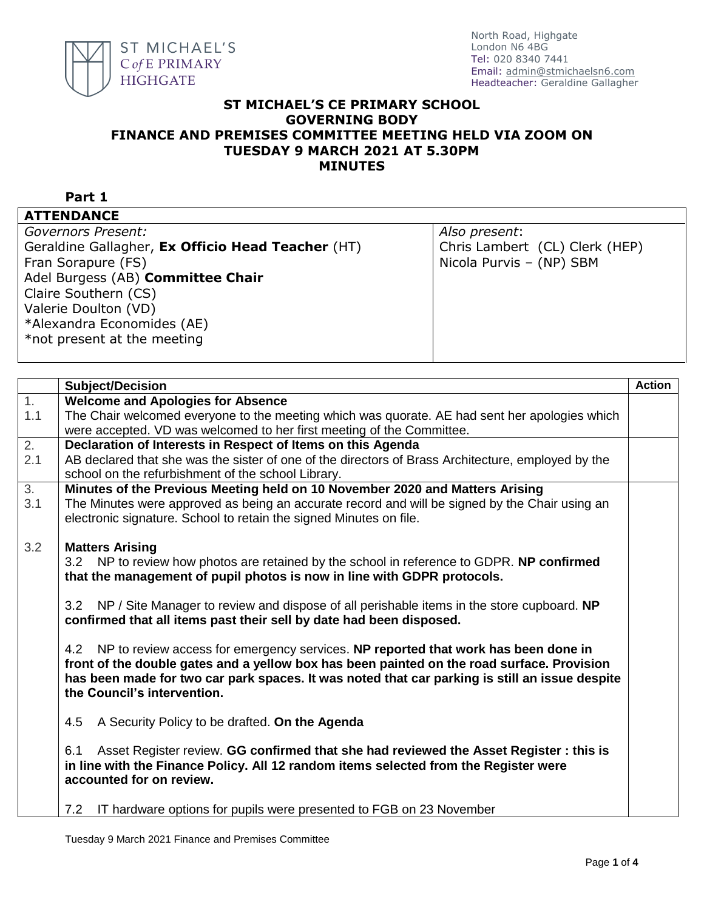ST MICHAEL'S C of E PRIMARY HIGHGATE

North Road, Highgate
London N6 4BG
Tel: 020 8340 7441
Email: admin@stmichaelsn6.com
Headteacher: Geraldine Gallagher

# ST MICHAEL'S CE PRIMARY SCHOOL
# GOVERNING BODY
# FINANCE AND PREMISES COMMITTEE MEETING HELD VIA ZOOM ON TUESDAY 9 MARCH 2021 AT 5.30PM
# MINUTES

**Part 1**

| **ATTENDANCE** | |
|---|---|
| *Governors Present:*<br>Geraldine Gallagher, **Ex Officio Head Teacher** (HT)<br>Fran Sorapure (FS)<br>Adel Burgess (AB) **Committee Chair**<br>Claire Southern (CS)<br>Valerie Doulton (VD)<br>*Alexandra Economides (AE)<br>*not present at the meeting | *Also present*:<br>Chris Lambert (CL) Clerk (HEP)<br>Nicola Purvis – (NP) SBM |

| | Subject/Decision | Action |
|---|---|---|
| 1. | **Welcome and Apologies for Absence** | |
| 1.1 | The Chair welcomed everyone to the meeting which was quorate. AE had sent her apologies which were accepted. VD was welcomed to her first meeting of the Committee. | |
| 2. | **Declaration of Interests in Respect of Items on this Agenda** | |
| 2.1 | AB declared that she was the sister of one of the directors of Brass Architecture, employed by the school on the refurbishment of the school Library. | |
| 3. | **Minutes of the Previous Meeting held on 10 November 2020 and Matters Arising** | |
| 3.1 | The Minutes were approved as being an accurate record and will be signed by the Chair using an electronic signature. School to retain the signed Minutes on file. | |
| 3.2 | **Matters Arising**<br>3.2 NP to review how photos are retained by the school in reference to GDPR. **NP confirmed that the management of pupil photos is now in line with GDPR protocols.**<br><br>3.2 NP / Site Manager to review and dispose of all perishable items in the store cupboard. **NP confirmed that all items past their sell by date had been disposed.**<br><br>4.2 NP to review access for emergency services. **NP reported that work has been done in front of the double gates and a yellow box has been painted on the road surface. Provision has been made for two car park spaces. It was noted that car parking is still an issue despite the Council's intervention.**<br><br>4.5 A Security Policy to be drafted. **On the Agenda**<br><br>6.1 Asset Register review. **GG confirmed that she had reviewed the Asset Register : this is in line with the Finance Policy. All 12 random items selected from the Register were accounted for on review.**<br><br>7.2 IT hardware options for pupils were presented to FGB on 23 November | |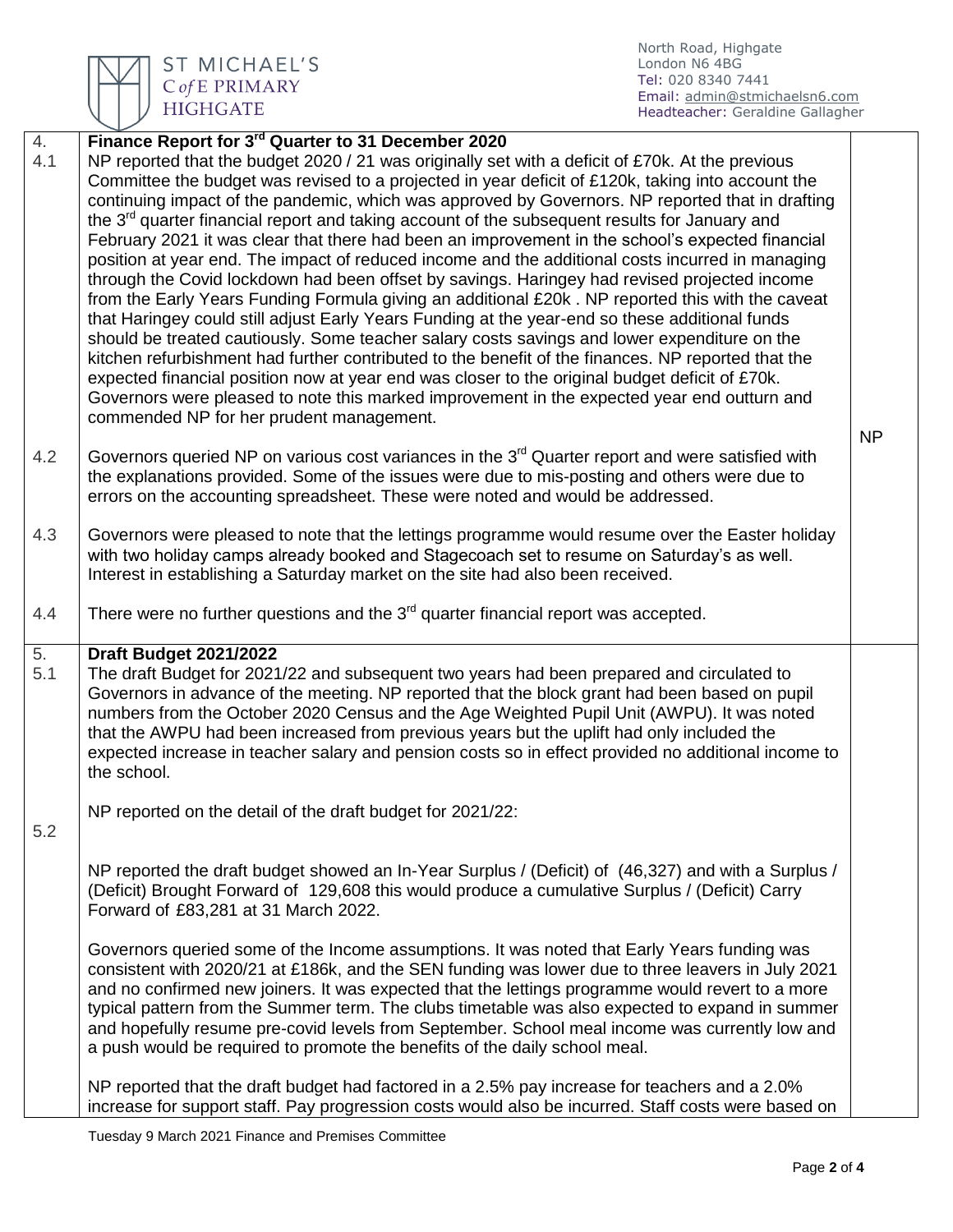| | | |
|---|---|---|
| 4. | **Finance Report for 3rd Quarter to 31 December 2020** | |
| 4.1 | NP reported that the budget 2020 / 21 was originally set with a deficit of £70k. At the previous Committee the budget was revised to a projected in year deficit of £120k, taking into account the continuing impact of the pandemic, which was approved by Governors. NP reported that in drafting the 3rd quarter financial report and taking account of the subsequent results for January and February 2021 it was clear that there had been an improvement in the school's expected financial position at year end. The impact of reduced income and the additional costs incurred in managing through the Covid lockdown had been offset by savings. Haringey had revised projected income from the Early Years Funding Formula giving an additional £20k . NP reported this with the caveat that Haringey could still adjust Early Years Funding at the year-end so these additional funds should be treated cautiously. Some teacher salary costs savings and lower expenditure on the kitchen refurbishment had further contributed to the benefit of the finances. NP reported that the expected financial position now at year end was closer to the original budget deficit of £70k. Governors were pleased to note this marked improvement in the expected year end outturn and commended NP for her prudent management. | NP |
| 4.2 | Governors queried NP on various cost variances in the 3rd Quarter report and were satisfied with the explanations provided. Some of the issues were due to mis-posting and others were due to errors on the accounting spreadsheet. These were noted and would be addressed. | |
| 4.3 | Governors were pleased to note that the lettings programme would resume over the Easter holiday with two holiday camps already booked and Stagecoach set to resume on Saturday's as well. Interest in establishing a Saturday market on the site had also been received. | |
| 4.4 | There were no further questions and the 3rd quarter financial report was accepted. | |
| 5. | **Draft Budget 2021/2022** | |
| 5.1 | The draft Budget for 2021/22 and subsequent two years had been prepared and circulated to Governors in advance of the meeting. NP reported that the block grant had been based on pupil numbers from the October 2020 Census and the Age Weighted Pupil Unit (AWPU). It was noted that the AWPU had been increased from previous years but the uplift had only included the expected increase in teacher salary and pension costs so in effect provided no additional income to the school. | |
| 5.2 | NP reported on the detail of the draft budget for 2021/22:<br><br>NP reported the draft budget showed an In-Year Surplus / (Deficit) of (46,327) and with a Surplus / (Deficit) Brought Forward of 129,608 this would produce a cumulative Surplus / (Deficit) Carry Forward of £83,281 at 31 March 2022.<br><br>Governors queried some of the Income assumptions. It was noted that Early Years funding was consistent with 2020/21 at £186k, and the SEN funding was lower due to three leavers in July 2021 and no confirmed new joiners. It was expected that the lettings programme would revert to a more typical pattern from the Summer term. The clubs timetable was also expected to expand in summer and hopefully resume pre-covid levels from September. School meal income was currently low and a push would be required to promote the benefits of the daily school meal.<br><br>NP reported that the draft budget had factored in a 2.5% pay increase for teachers and a 2.0% increase for support staff. Pay progression costs would also be incurred. Staff costs were based on | |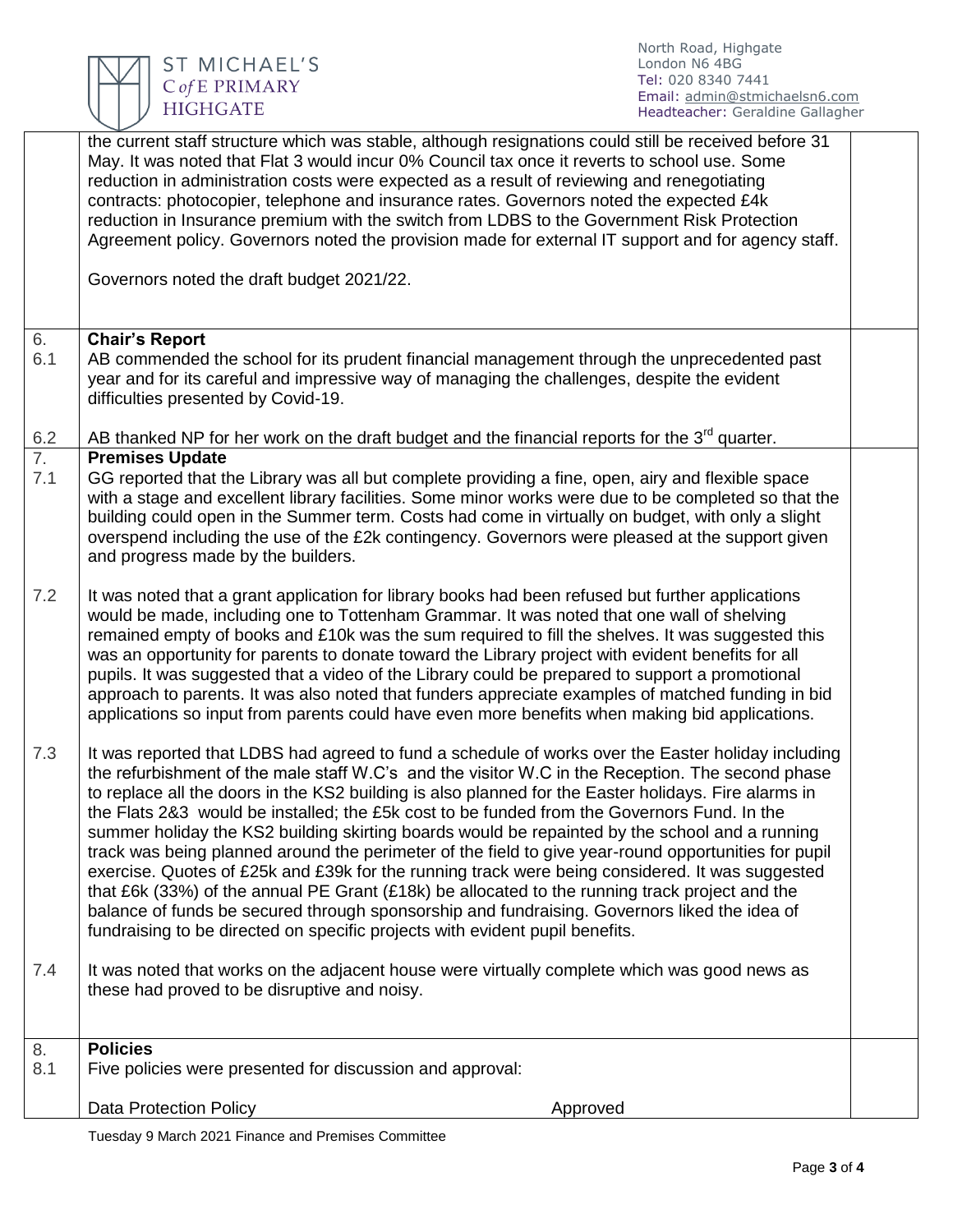the current staff structure which was stable, although resignations could still be received before 31 May. It was noted that Flat 3 would incur 0% Council tax once it reverts to school use. Some reduction in administration costs were expected as a result of reviewing and renegotiating contracts: photocopier, telephone and insurance rates. Governors noted the expected £4k reduction in Insurance premium with the switch from LDBS to the Government Risk Protection Agreement policy. Governors noted the provision made for external IT support and for agency staff.

Governors noted the draft budget 2021/22.

**6. Chair's Report**

6.1 AB commended the school for its prudent financial management through the unprecedented past year and for its careful and impressive way of managing the challenges, despite the evident difficulties presented by Covid-19.

6.2 AB thanked NP for her work on the draft budget and the financial reports for the 3rd quarter.

**7. Premises Update**

7.1 GG reported that the Library was all but complete providing a fine, open, airy and flexible space with a stage and excellent library facilities. Some minor works were due to be completed so that the building could open in the Summer term. Costs had come in virtually on budget, with only a slight overspend including the use of the £2k contingency. Governors were pleased at the support given and progress made by the builders.

7.2 It was noted that a grant application for library books had been refused but further applications would be made, including one to Tottenham Grammar. It was noted that one wall of shelving remained empty of books and £10k was the sum required to fill the shelves. It was suggested this was an opportunity for parents to donate toward the Library project with evident benefits for all pupils. It was suggested that a video of the Library could be prepared to support a promotional approach to parents. It was also noted that funders appreciate examples of matched funding in bid applications so input from parents could have even more benefits when making bid applications.

7.3 It was reported that LDBS had agreed to fund a schedule of works over the Easter holiday including the refurbishment of the male staff W.C's and the visitor W.C in the Reception. The second phase to replace all the doors in the KS2 building is also planned for the Easter holidays. Fire alarms in the Flats 2&3 would be installed; the £5k cost to be funded from the Governors Fund. In the summer holiday the KS2 building skirting boards would be repainted by the school and a running track was being planned around the perimeter of the field to give year-round opportunities for pupil exercise. Quotes of £25k and £39k for the running track were being considered. It was suggested that £6k (33%) of the annual PE Grant (£18k) be allocated to the running track project and the balance of funds be secured through sponsorship and fundraising. Governors liked the idea of fundraising to be directed on specific projects with evident pupil benefits.

7.4 It was noted that works on the adjacent house were virtually complete which was good news as these had proved to be disruptive and noisy.

**8. Policies**

8.1 Five policies were presented for discussion and approval:

| Policy | Status |
| --- | --- |
| Data Protection Policy | Approved |

Tuesday 9 March 2021 Finance and Premises Committee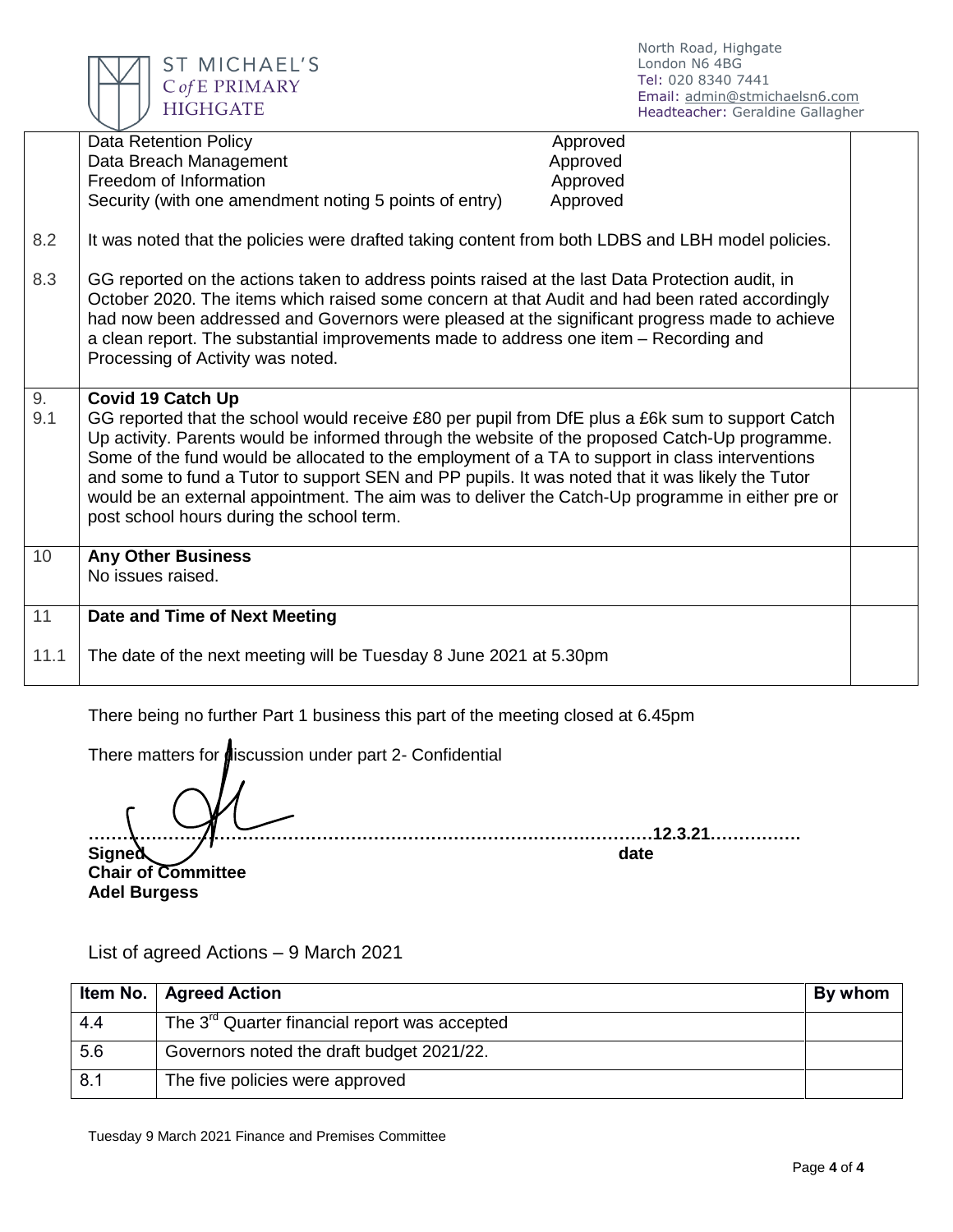ST MICHAEL'S
C of E PRIMARY
HIGHGATE

North Road, Highgate
London N6 4BG
Tel: 020 8340 7441
Email: admin@stmichaelsn6.com
Headteacher: Geraldine Gallagher

| | | |
|---|---|---|
| | Data Retention Policy — Approved<br>Data Breach Management — Approved<br>Freedom of Information — Approved<br>Security (with one amendment noting 5 points of entry) — Approved | |
| 8.2 | It was noted that the policies were drafted taking content from both LDBS and LBH model policies. | |
| 8.3 | GG reported on the actions taken to address points raised at the last Data Protection audit, in October 2020. The items which raised some concern at that Audit and had been rated accordingly had now been addressed and Governors were pleased at the significant progress made to achieve a clean report. The substantial improvements made to address one item – Recording and Processing of Activity was noted. | |
| 9.<br>9.1 | **Covid 19 Catch Up**<br>GG reported that the school would receive £80 per pupil from DfE plus a £6k sum to support Catch Up activity. Parents would be informed through the website of the proposed Catch-Up programme. Some of the fund would be allocated to the employment of a TA to support in class interventions and some to fund a Tutor to support SEN and PP pupils. It was noted that it was likely the Tutor would be an external appointment. The aim was to deliver the Catch-Up programme in either pre or post school hours during the school term. | |
| 10 | **Any Other Business**<br>No issues raised. | |
| 11 | **Date and Time of Next Meeting** | |
| 11.1 | The date of the next meeting will be Tuesday 8 June 2021 at 5.30pm | |

There being no further Part 1 business this part of the meeting closed at 6.45pm

There matters for discussion under part 2- Confidential

……………………………………………………………………………………………12.3.21…………….

**Signed** **date**

**Chair of Committee**

**Adel Burgess**

List of agreed Actions – 9 March 2021

| Item No. | Agreed Action | By whom |
|---|---|---|
| 4.4 | The 3rd Quarter financial report was accepted | |
| 5.6 | Governors noted the draft budget 2021/22. | |
| 8.1 | The five policies were approved | |